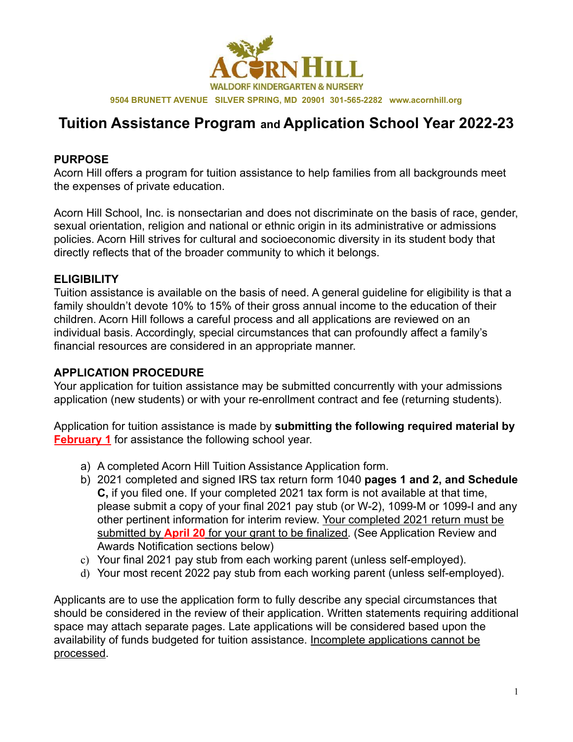ACORN HILL

WALDORF KINDERGARTEN & NURSERY

9504 BRUNETT AVENUE SILVER SPRING, MD 20901 301-565-2282 www.acornhill.org

# Tuition Assistance Program and Application School Year 2022-23

## PURPOSE

Acorn Hill offers a program for tuition assistance to help families from all backgrounds meet the expenses of private education.

Acorn Hill School, Inc. is nonsectarian and does not discriminate on the basis of race, gender, sexual orientation, religion and national or ethnic origin in its administrative or admissions policies. Acorn Hill strives for cultural and socioeconomic diversity in its student body that directly reflects that of the broader community to which it belongs.

## ELIGIBILITY

Tuition assistance is available on the basis of need. A general guideline for eligibility is that a family shouldn't devote 10% to 15% of their gross annual income to the education of their children. Acorn Hill follows a careful process and all applications are reviewed on an individual basis. Accordingly, special circumstances that can profoundly affect a family's financial resources are considered in an appropriate manner.

## APPLICATION PROCEDURE

Your application for tuition assistance may be submitted concurrently with your admissions application (new students) or with your re-enrollment contract and fee (returning students).

Application for tuition assistance is made by **submitting the following required material by February 1** for assistance the following school year.

a) A completed Acorn Hill Tuition Assistance Application form.
b) 2021 completed and signed IRS tax return form 1040 **pages 1 and 2, and Schedule C,** if you filed one. If your completed 2021 tax form is not available at that time, please submit a copy of your final 2021 pay stub (or W-2), 1099-M or 1099-I and any other pertinent information for interim review. Your completed 2021 return must be submitted by **April 20** for your grant to be finalized. (See Application Review and Awards Notification sections below)
c) Your final 2021 pay stub from each working parent (unless self-employed).
d) Your most recent 2022 pay stub from each working parent (unless self-employed).

Applicants are to use the application form to fully describe any special circumstances that should be considered in the review of their application. Written statements requiring additional space may attach separate pages. Late applications will be considered based upon the availability of funds budgeted for tuition assistance. Incomplete applications cannot be processed.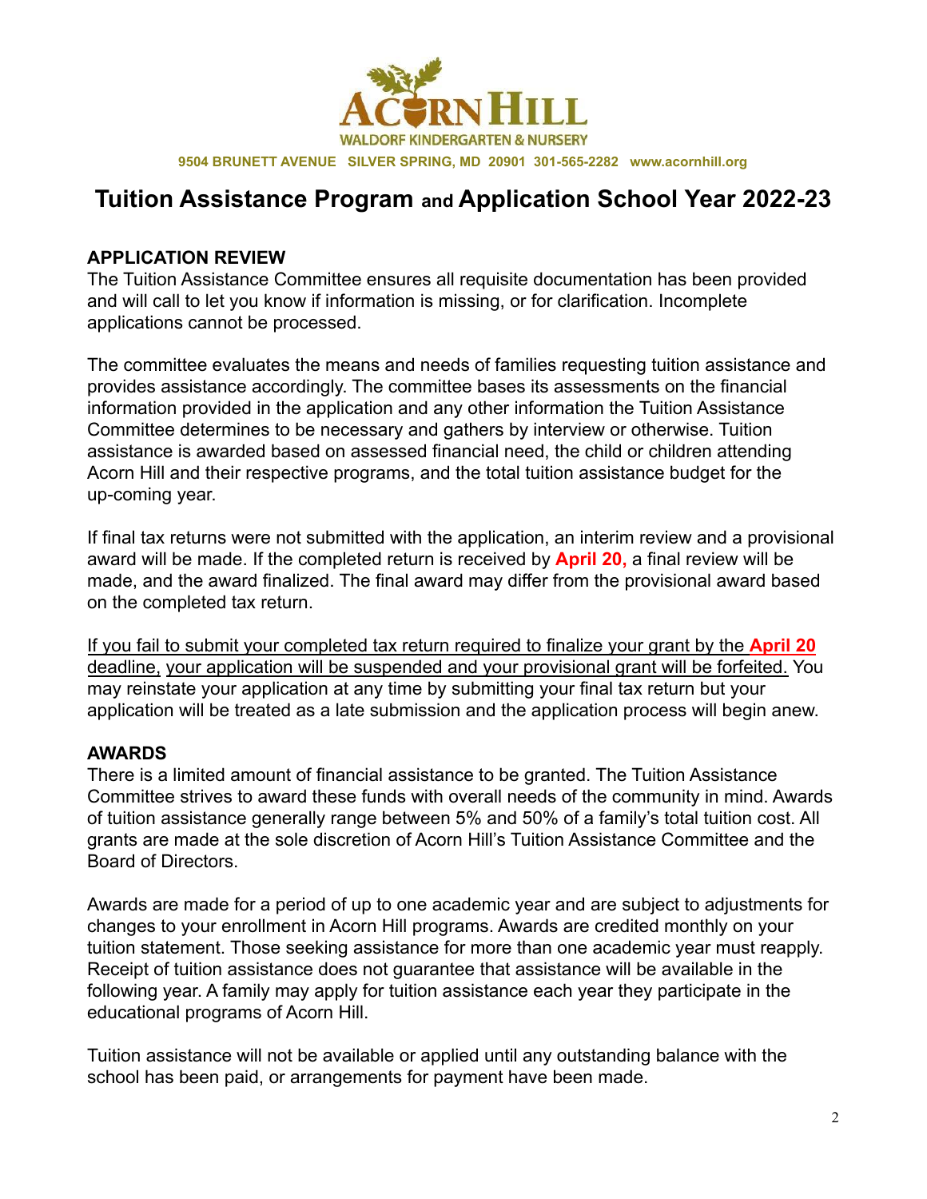# ACORN HILL

WALDORF KINDERGARTEN & NURSERY

9504 BRUNETT AVENUE   SILVER SPRING, MD  20901  301-565-2282   www.acornhill.org

# Tuition Assistance Program and Application School Year 2022-23

## APPLICATION REVIEW

The Tuition Assistance Committee ensures all requisite documentation has been provided and will call to let you know if information is missing, or for clarification. Incomplete applications cannot be processed.

The committee evaluates the means and needs of families requesting tuition assistance and provides assistance accordingly. The committee bases its assessments on the financial information provided in the application and any other information the Tuition Assistance Committee determines to be necessary and gathers by interview or otherwise. Tuition assistance is awarded based on assessed financial need, the child or children attending Acorn Hill and their respective programs, and the total tuition assistance budget for the up-coming year.

If final tax returns were not submitted with the application, an interim review and a provisional award will be made. If the completed return is received by **April 20,** a final review will be made, and the award finalized. The final award may differ from the provisional award based on the completed tax return.

If you fail to submit your completed tax return required to finalize your grant by the **April 20** deadline, your application will be suspended and your provisional grant will be forfeited. You may reinstate your application at any time by submitting your final tax return but your application will be treated as a late submission and the application process will begin anew.

## AWARDS

There is a limited amount of financial assistance to be granted. The Tuition Assistance Committee strives to award these funds with overall needs of the community in mind. Awards of tuition assistance generally range between 5% and 50% of a family's total tuition cost. All grants are made at the sole discretion of Acorn Hill's Tuition Assistance Committee and the Board of Directors.

Awards are made for a period of up to one academic year and are subject to adjustments for changes to your enrollment in Acorn Hill programs. Awards are credited monthly on your tuition statement. Those seeking assistance for more than one academic year must reapply. Receipt of tuition assistance does not guarantee that assistance will be available in the following year. A family may apply for tuition assistance each year they participate in the educational programs of Acorn Hill.

Tuition assistance will not be available or applied until any outstanding balance with the school has been paid, or arrangements for payment have been made.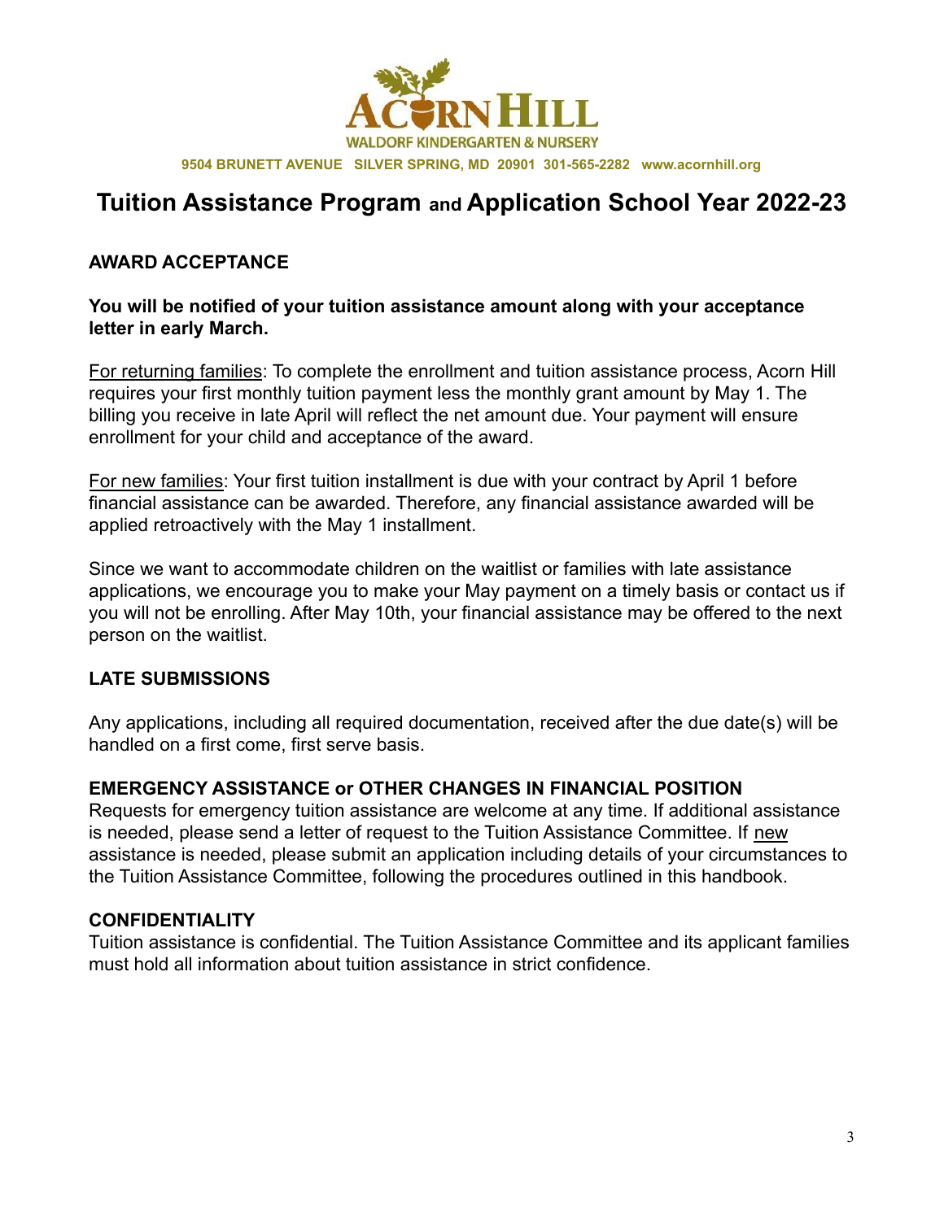# Tuition Assistance Program and Application School Year 2022-23

## AWARD ACCEPTANCE

**You will be notified of your tuition assistance amount along with your acceptance letter in early March.**

For returning families: To complete the enrollment and tuition assistance process, Acorn Hill requires your first monthly tuition payment less the monthly grant amount by May 1. The billing you receive in late April will reflect the net amount due. Your payment will ensure enrollment for your child and acceptance of the award.

For new families: Your first tuition installment is due with your contract by April 1 before financial assistance can be awarded. Therefore, any financial assistance awarded will be applied retroactively with the May 1 installment.

Since we want to accommodate children on the waitlist or families with late assistance applications, we encourage you to make your May payment on a timely basis or contact us if you will not be enrolling. After May 10th, your financial assistance may be offered to the next person on the waitlist.

## LATE SUBMISSIONS

Any applications, including all required documentation, received after the due date(s) will be handled on a first come, first serve basis.

## EMERGENCY ASSISTANCE or OTHER CHANGES IN FINANCIAL POSITION

Requests for emergency tuition assistance are welcome at any time. If additional assistance is needed, please send a letter of request to the Tuition Assistance Committee. If new assistance is needed, please submit an application including details of your circumstances to the Tuition Assistance Committee, following the procedures outlined in this handbook.

## CONFIDENTIALITY

Tuition assistance is confidential. The Tuition Assistance Committee and its applicant families must hold all information about tuition assistance in strict confidence.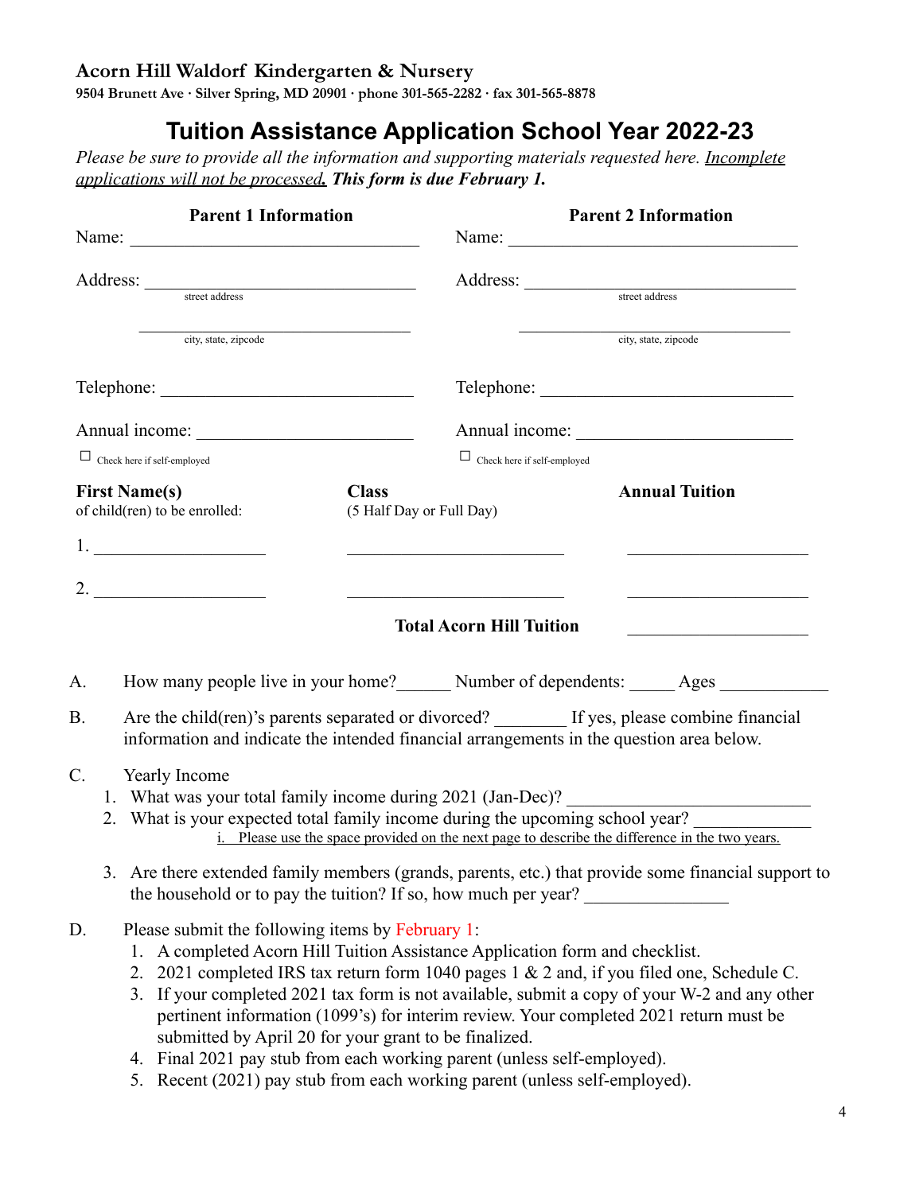**Acorn Hill Waldorf Kindergarten & Nursery**
**9504 Brunett Ave · Silver Spring, MD 20901 · phone 301-565-2282 · fax 301-565-8878**

# Tuition Assistance Application School Year 2022-23

*Please be sure to provide all the information and supporting materials requested here. Incomplete applications will not be processed.* ***This form is due February 1.***

| **Parent 1 Information** | **Parent 2 Information** |
|---|---|
| Name: ______________________________ | Name: ______________________________ |
| Address: ____________________________ (street address) | Address: ____________________________ (street address) |
| ____________________________ (city, state, zipcode) | ____________________________ (city, state, zipcode) |
| Telephone: __________________________ | Telephone: __________________________ |
| Annual income: ______________________ | Annual income: ______________________ |
| ☐ Check here if self-employed | ☐ Check here if self-employed |

| **First Name(s)** of child(ren) to be enrolled: | **Class** (5 Half Day or Full Day) | **Annual Tuition** |
|---|---|---|
| 1. __________________ | ______________________ | __________________ |
| 2. __________________ | ______________________ | __________________ |
| | **Total Acorn Hill Tuition** | __________________ |

A. How many people live in your home?______ Number of dependents: _____ Ages ____________

B. Are the child(ren)'s parents separated or divorced? ________ If yes, please combine financial information and indicate the intended financial arrangements in the question area below.

C. Yearly Income
   1. What was your total family income during 2021 (Jan-Dec)? __________________________
   2. What is your expected total family income during the upcoming school year? ____________
      i. Please use the space provided on the next page to describe the difference in the two years.
   3. Are there extended family members (grands, parents, etc.) that provide some financial support to the household or to pay the tuition? If so, how much per year? ________________

D. Please submit the following items by February 1:
   1. A completed Acorn Hill Tuition Assistance Application form and checklist.
   2. 2021 completed IRS tax return form 1040 pages 1 & 2 and, if you filed one, Schedule C.
   3. If your completed 2021 tax form is not available, submit a copy of your W-2 and any other pertinent information (1099's) for interim review. Your completed 2021 return must be submitted by April 20 for your grant to be finalized.
   4. Final 2021 pay stub from each working parent (unless self-employed).
   5. Recent (2021) pay stub from each working parent (unless self-employed).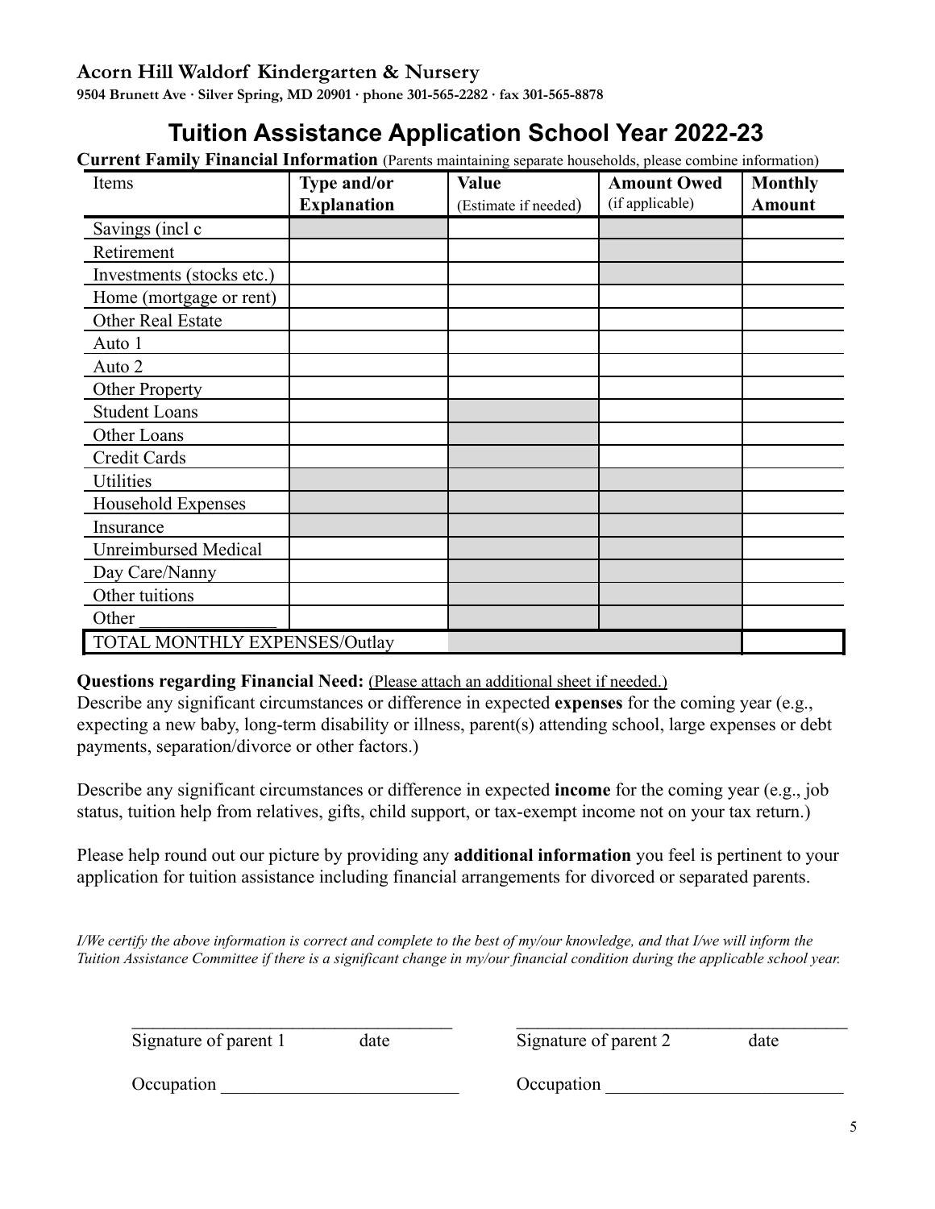**Acorn Hill Waldorf Kindergarten & Nursery**

**9504 Brunett Ave · Silver Spring, MD 20901 · phone 301-565-2282 · fax 301-565-8878**

# Tuition Assistance Application School Year 2022-23

**Current Family Financial Information** (Parents maintaining separate households, please combine information)

| Items | Type and/or Explanation | Value (Estimate if needed) | Amount Owed (if applicable) | Monthly Amount |
|---|---|---|---|---|
| Savings (incl c | | | | |
| Retirement | | | | |
| Investments (stocks etc.) | | | | |
| Home (mortgage or rent) | | | | |
| Other Real Estate | | | | |
| Auto 1 | | | | |
| Auto 2 | | | | |
| Other Property | | | | |
| Student Loans | | | | |
| Other Loans | | | | |
| Credit Cards | | | | |
| Utilities | | | | |
| Household Expenses | | | | |
| Insurance | | | | |
| Unreimbursed Medical | | | | |
| Day Care/Nanny | | | | |
| Other tuitions | | | | |
| Other _______________ | | | | |
| TOTAL MONTHLY EXPENSES/Outlay | | | | |

**Questions regarding Financial Need:** Please attach an additional sheet if needed.

Describe any significant circumstances or difference in expected **expenses** for the coming year (e.g., expecting a new baby, long-term disability or illness, parent(s) attending school, large expenses or debt payments, separation/divorce or other factors.)

Describe any significant circumstances or difference in expected **income** for the coming year (e.g., job status, tuition help from relatives, gifts, child support, or tax-exempt income not on your tax return.)

Please help round out our picture by providing any **additional information** you feel is pertinent to your application for tuition assistance including financial arrangements for divorced or separated parents.

*I/We certify the above information is correct and complete to the best of my/our knowledge, and that I/we will inform the Tuition Assistance Committee if there is a significant change in my/our financial condition during the applicable school year.*

___________________________________ Signature of parent 1 date

___________________________________ Signature of parent 2 date

Occupation __________________________

Occupation __________________________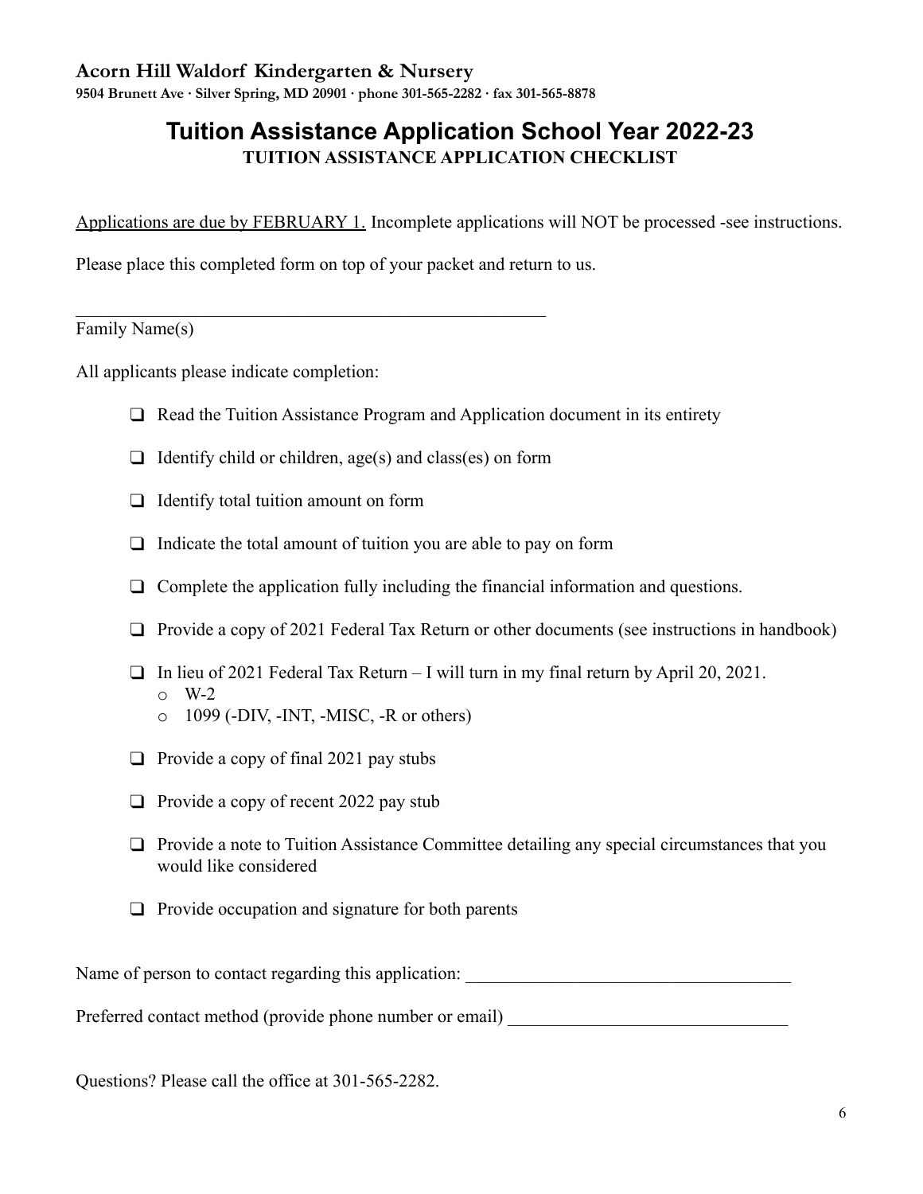**Acorn Hill Waldorf Kindergarten & Nursery**

**9504 Brunett Ave · Silver Spring, MD 20901 · phone 301-565-2282 · fax 301-565-8878**

# Tuition Assistance Application School Year 2022-23

## TUITION ASSISTANCE APPLICATION CHECKLIST

Applications are due by FEBRUARY 1. Incomplete applications will NOT be processed -see instructions.

Please place this completed form on top of your packet and return to us.

\_\_\_\_\_\_\_\_\_\_\_\_\_\_\_\_\_\_\_\_\_\_\_\_\_\_\_\_\_\_\_\_\_\_\_\_\_\_\_\_\_\_\_\_\_\_\_\_\_\_\_\_

Family Name(s)

All applicants please indicate completion:

- ❑ Read the Tuition Assistance Program and Application document in its entirety
- ❑ Identify child or children, age(s) and class(es) on form
- ❑ Identify total tuition amount on form
- ❑ Indicate the total amount of tuition you are able to pay on form
- ❑ Complete the application fully including the financial information and questions.
- ❑ Provide a copy of 2021 Federal Tax Return or other documents (see instructions in handbook)
- ❑ In lieu of 2021 Federal Tax Return – I will turn in my final return by April 20, 2021.
  - o W-2
  - o 1099 (-DIV, -INT, -MISC, -R or others)
- ❑ Provide a copy of final 2021 pay stubs
- ❑ Provide a copy of recent 2022 pay stub
- ❑ Provide a note to Tuition Assistance Committee detailing any special circumstances that you would like considered
- ❑ Provide occupation and signature for both parents

Name of person to contact regarding this application: \_\_\_\_\_\_\_\_\_\_\_\_\_\_\_\_\_\_\_\_\_\_\_\_\_\_\_\_\_\_\_\_\_\_\_\_

Preferred contact method (provide phone number or email) \_\_\_\_\_\_\_\_\_\_\_\_\_\_\_\_\_\_\_\_\_\_\_\_\_\_\_\_\_\_\_

Questions? Please call the office at 301-565-2282.